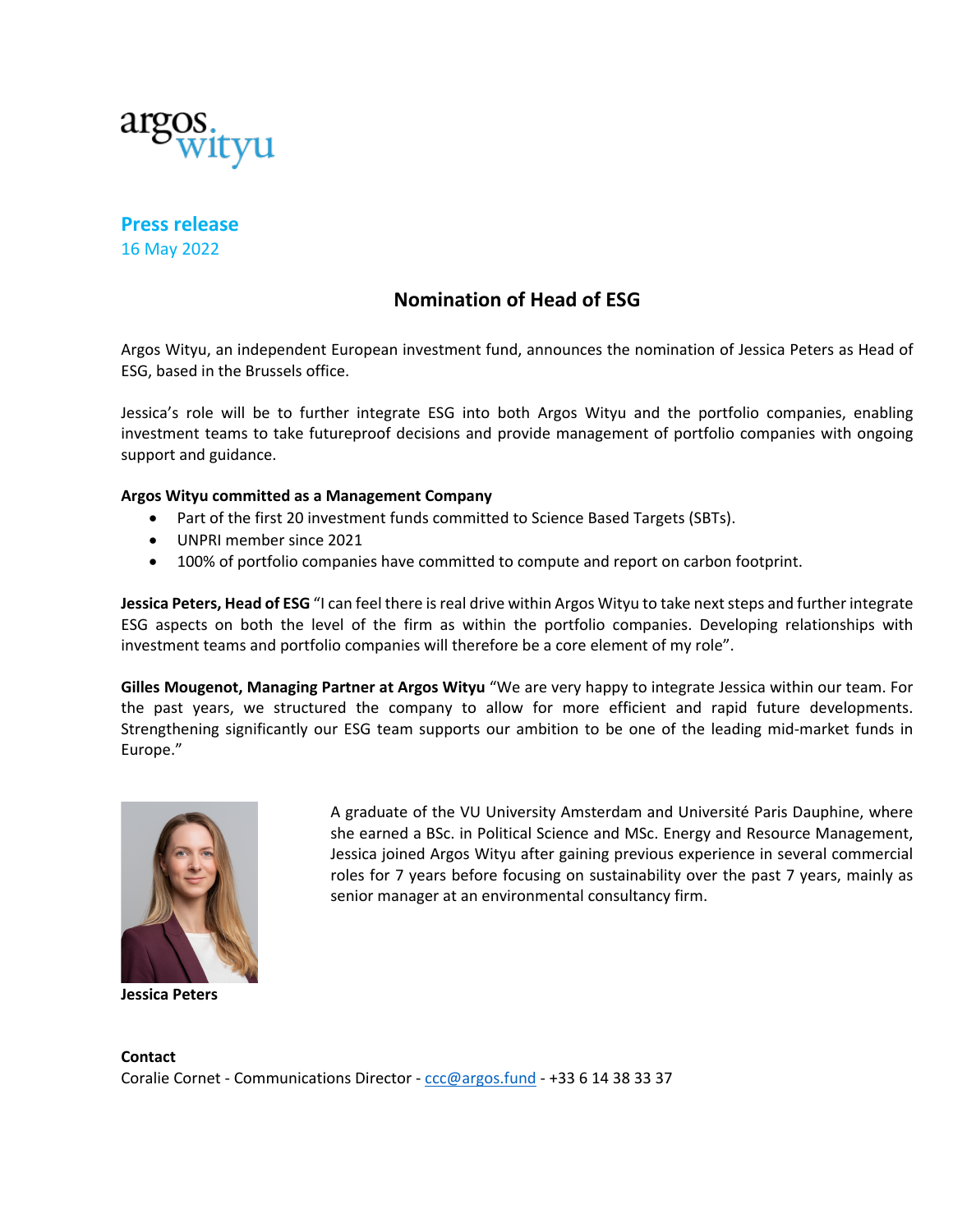argos wityu

**Press release**
16 May 2022

## Nomination of Head of ESG

Argos Wityu, an independent European investment fund, announces the nomination of Jessica Peters as Head of ESG, based in the Brussels office.

Jessica's role will be to further integrate ESG into both Argos Wityu and the portfolio companies, enabling investment teams to take futureproof decisions and provide management of portfolio companies with ongoing support and guidance.

**Argos Wityu committed as a Management Company**

- Part of the first 20 investment funds committed to Science Based Targets (SBTs).
- UNPRI member since 2021
- 100% of portfolio companies have committed to compute and report on carbon footprint.

**Jessica Peters, Head of ESG** "I can feel there is real drive within Argos Wityu to take next steps and further integrate ESG aspects on both the level of the firm as within the portfolio companies. Developing relationships with investment teams and portfolio companies will therefore be a core element of my role".

**Gilles Mougenot, Managing Partner at Argos Wityu** "We are very happy to integrate Jessica within our team. For the past years, we structured the company to allow for more efficient and rapid future developments. Strengthening significantly our ESG team supports our ambition to be one of the leading mid-market funds in Europe."

**Jessica Peters**

A graduate of the VU University Amsterdam and Université Paris Dauphine, where she earned a BSc. in Political Science and MSc. Energy and Resource Management, Jessica joined Argos Wityu after gaining previous experience in several commercial roles for 7 years before focusing on sustainability over the past 7 years, mainly as senior manager at an environmental consultancy firm.

**Contact**
Coralie Cornet - Communications Director - ccc@argos.fund - +33 6 14 38 33 37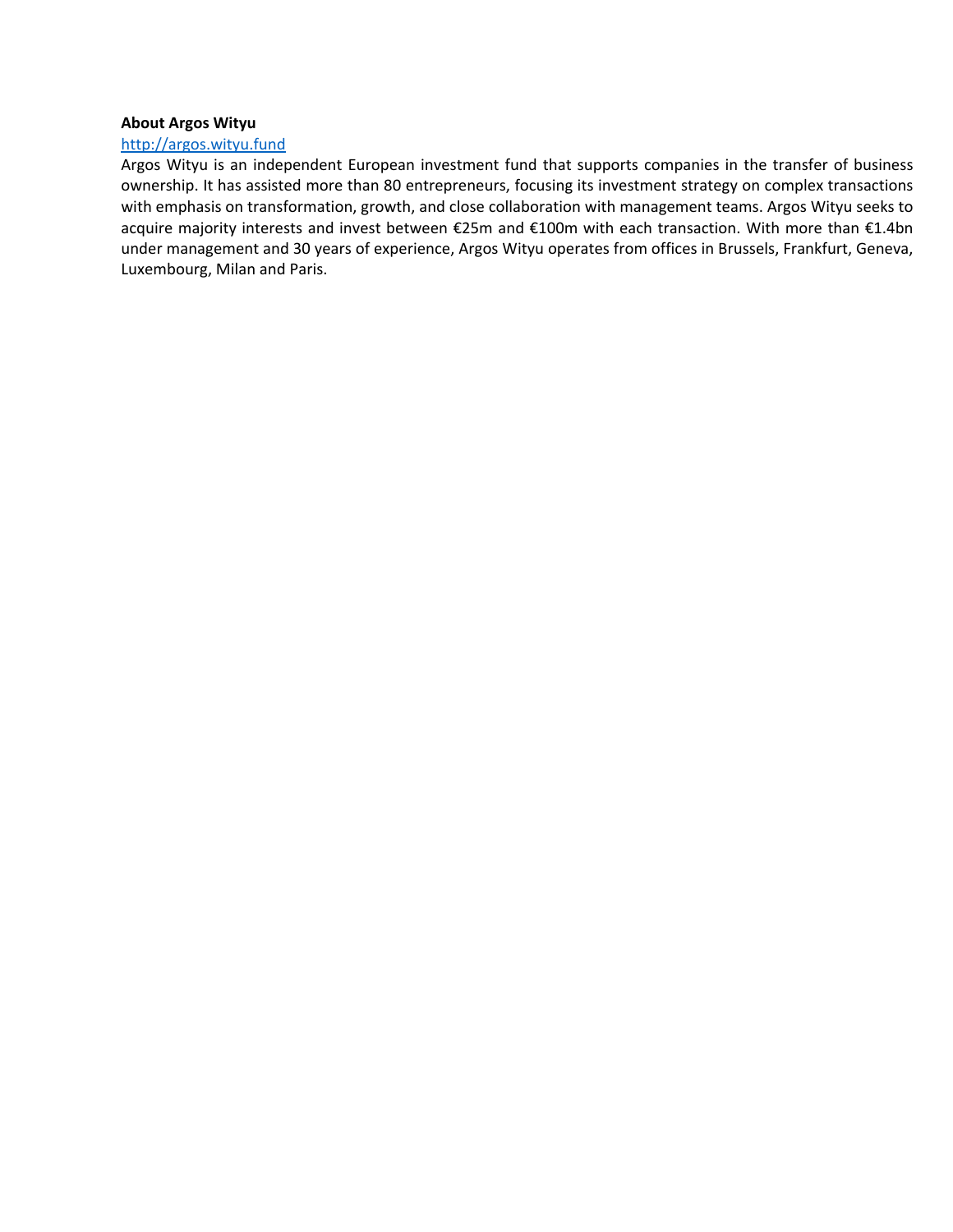**About Argos Wityu**

[http://argos.wityu.fund](http://argos.wityu.fund)

Argos Wityu is an independent European investment fund that supports companies in the transfer of business ownership. It has assisted more than 80 entrepreneurs, focusing its investment strategy on complex transactions with emphasis on transformation, growth, and close collaboration with management teams. Argos Wityu seeks to acquire majority interests and invest between €25m and €100m with each transaction. With more than €1.4bn under management and 30 years of experience, Argos Wityu operates from offices in Brussels, Frankfurt, Geneva, Luxembourg, Milan and Paris.